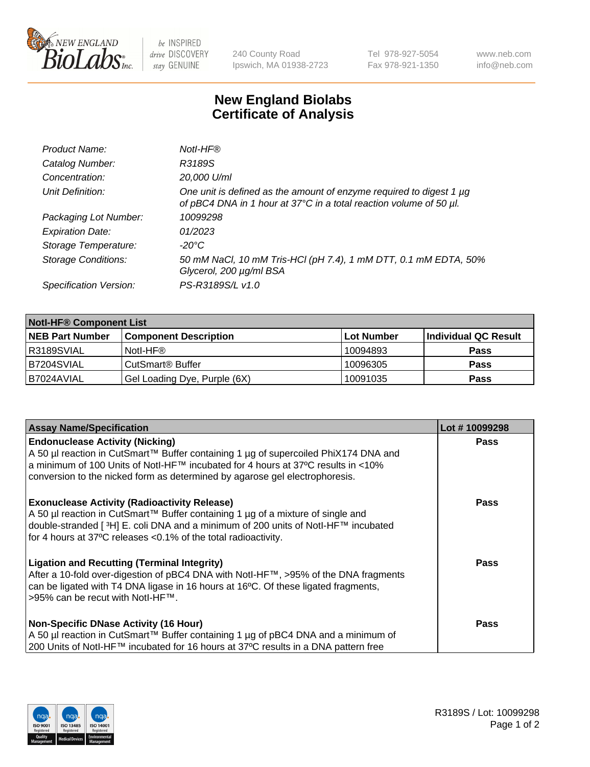# New England Biolabs
# Certificate of Analysis

| | |
|---|---|
| *Product Name:* | *NotI-HF®* |
| *Catalog Number:* | *R3189S* |
| *Concentration:* | *20,000 U/ml* |
| *Unit Definition:* | *One unit is defined as the amount of enzyme required to digest 1 µg of pBC4 DNA in 1 hour at 37°C in a total reaction volume of 50 µl.* |
| *Packaging Lot Number:* | *10099298* |
| *Expiration Date:* | *01/2023* |
| *Storage Temperature:* | *-20°C* |
| *Storage Conditions:* | *50 mM NaCl, 10 mM Tris-HCl (pH 7.4), 1 mM DTT, 0.1 mM EDTA, 50% Glycerol, 200 µg/ml BSA* |
| *Specification Version:* | *PS-R3189S/L v1.0* |

| **NotI-HF® Component List** | | | |
|---|---|---|---|
| **NEB Part Number** | **Component Description** | **Lot Number** | **Individual QC Result** |
| R3189SVIAL | NotI-HF® | 10094893 | **Pass** |
| B7204SVIAL | CutSmart® Buffer | 10096305 | **Pass** |
| B7024AVIAL | Gel Loading Dye, Purple (6X) | 10091035 | **Pass** |

| **Assay Name/Specification** | **Lot # 10099298** |
|---|---|
| **Endonuclease Activity (Nicking)**<br>A 50 µl reaction in CutSmart™ Buffer containing 1 µg of supercoiled PhiX174 DNA and a minimum of 100 Units of NotI-HF™ incubated for 4 hours at 37ºC results in <10% conversion to the nicked form as determined by agarose gel electrophoresis. | **Pass** |
| **Exonuclease Activity (Radioactivity Release)**<br>A 50 µl reaction in CutSmart™ Buffer containing 1 µg of a mixture of single and double-stranded [ $^3$H] E. coli DNA and a minimum of 200 units of NotI-HF™ incubated for 4 hours at 37ºC releases <0.1% of the total radioactivity. | **Pass** |
| **Ligation and Recutting (Terminal Integrity)**<br>After a 10-fold over-digestion of pBC4 DNA with NotI-HF™, >95% of the DNA fragments can be ligated with T4 DNA ligase in 16 hours at 16ºC. Of these ligated fragments, >95% can be recut with NotI-HF™. | **Pass** |
| **Non-Specific DNase Activity (16 Hour)**<br>A 50 µl reaction in CutSmart™ Buffer containing 1 µg of pBC4 DNA and a minimum of 200 Units of NotI-HF™ incubated for 16 hours at 37ºC results in a DNA pattern free | **Pass** |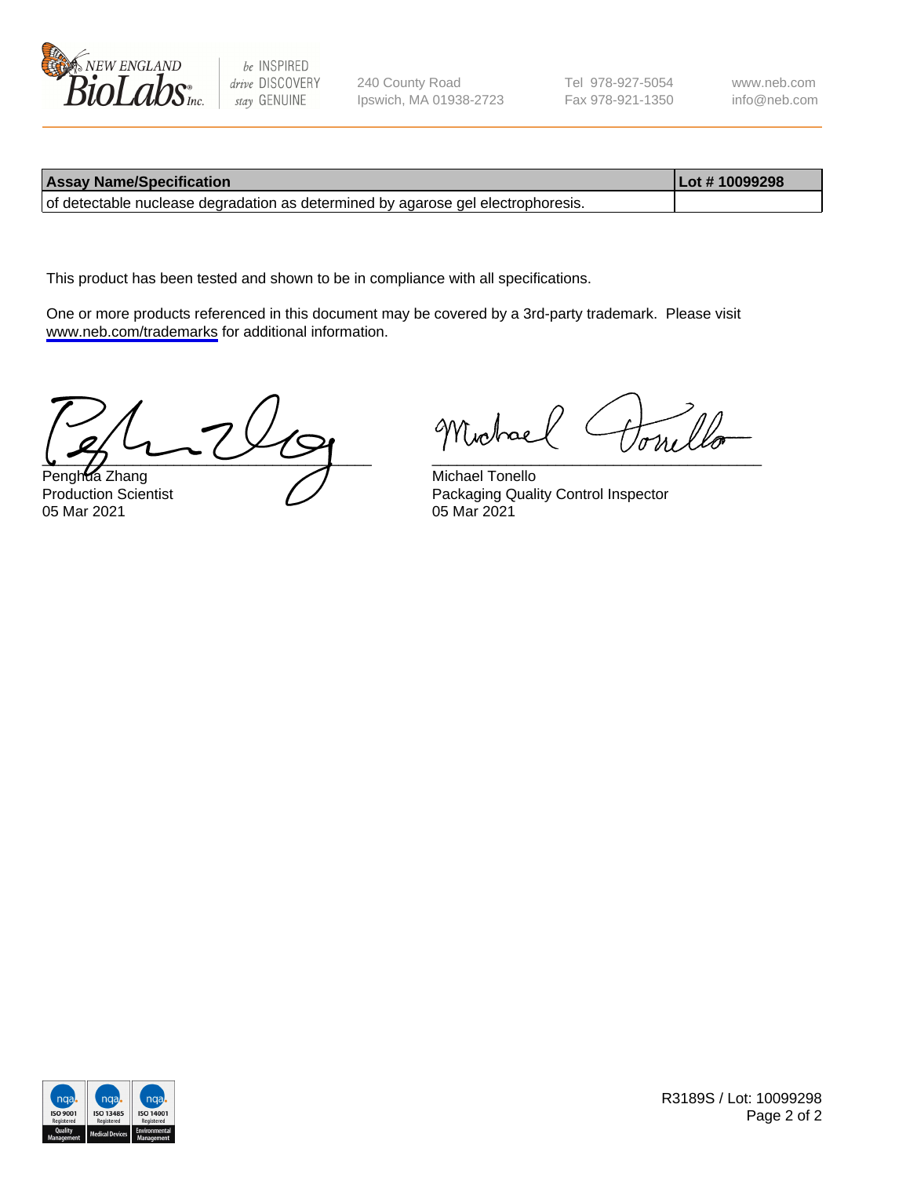| Assay Name/Specification | Lot # 10099298 |
|---|---|
| of detectable nuclease degradation as determined by agarose gel electrophoresis. | |

This product has been tested and shown to be in compliance with all specifications.

One or more products referenced in this document may be covered by a 3rd-party trademark. Please visit www.neb.com/trademarks for additional information.

Penghua Zhang
Production Scientist
05 Mar 2021

Michael Tonello
Packaging Quality Control Inspector
05 Mar 2021

R3189S / Lot: 10099298